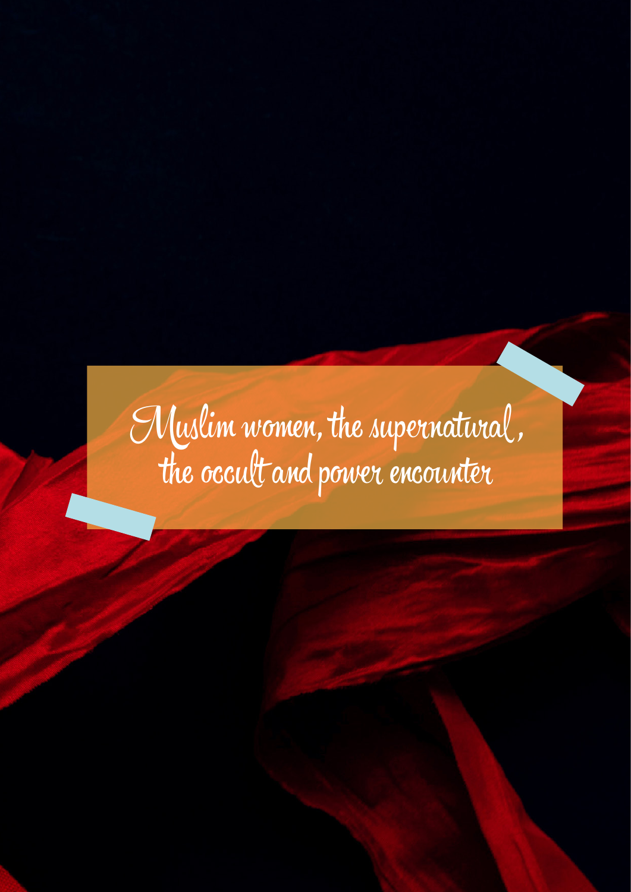# Muslim women, the supernatural, the occult and power encounter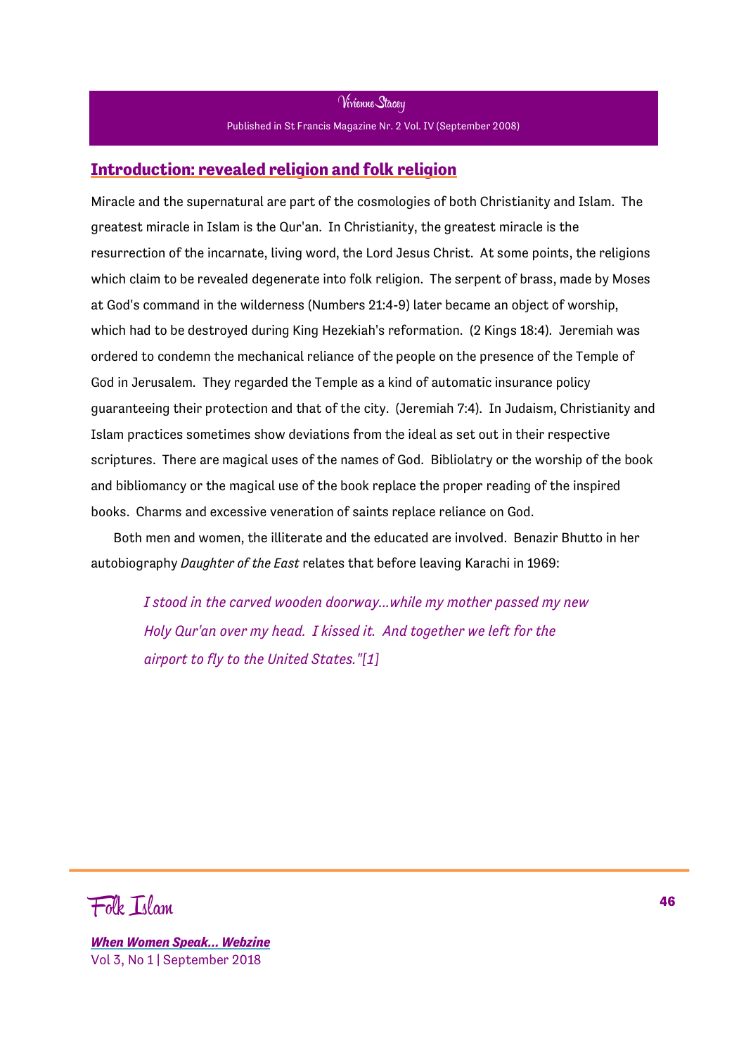Vivienne Stacey

Published in St Francis Magazine Nr. 2 Vol. IV (September 2008)

## Introduction: revealed religion and folk religion

Miracle and the supernatural are part of the cosmologies of both Christianity and Islam. The greatest miracle in Islam is the Qur'an. In Christianity, the greatest miracle is the resurrection of the incarnate, living word, the Lord Jesus Christ. At some points, the religions which claim to be revealed degenerate into folk religion. The serpent of brass, made by Moses at God's command in the wilderness (Numbers 21:4-9) later became an object of worship, which had to be destroyed during King Hezekiah's reformation. (2 Kings 18:4). Jeremiah was ordered to condemn the mechanical reliance of the people on the presence of the Temple of God in Jerusalem. They regarded the Temple as a kind of automatic insurance policy guaranteeing their protection and that of the city. (Jeremiah 7:4). In Judaism, Christianity and Islam practices sometimes show deviations from the ideal as set out in their respective scriptures. There are magical uses of the names of God. Bibliolatry or the worship of the book and bibliomancy or the magical use of the book replace the proper reading of the inspired books. Charms and excessive veneration of saints replace reliance on God.

Both men and women, the illiterate and the educated are involved. Benazir Bhutto in her autobiography *Daughter of the East* relates that before leaving Karachi in 1969:

> *I stood in the carved wooden doorway...while my mother passed my new Holy Qur'an over my head. I kissed it. And together we left for the airport to fly to the United States."[1]*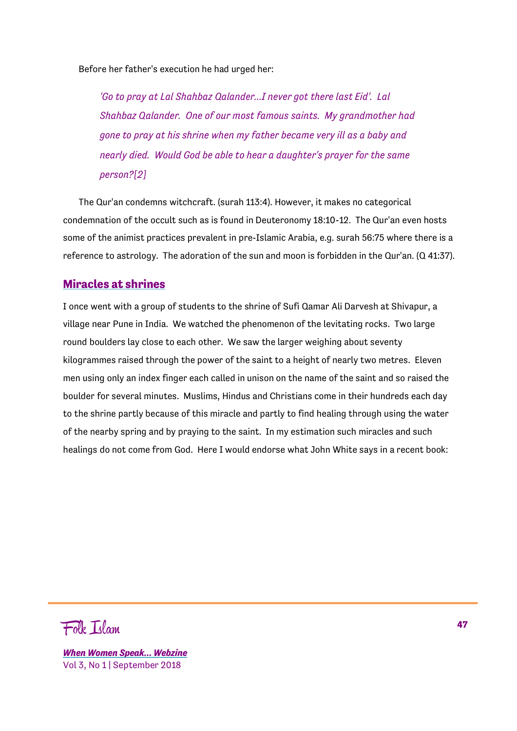Before her father's execution he had urged her:

> *'Go to pray at Lal Shahbaz Qalander...I never got there last Eid'. Lal Shahbaz Qalander. One of our most famous saints. My grandmother had gone to pray at his shrine when my father became very ill as a baby and nearly died. Would God be able to hear a daughter's prayer for the same person?[2]*

The Qur'an condemns witchcraft. (surah 113:4). However, it makes no categorical condemnation of the occult such as is found in Deuteronomy 18:10-12. The Qur'an even hosts some of the animist practices prevalent in pre-Islamic Arabia, e.g. surah 56:75 where there is a reference to astrology. The adoration of the sun and moon is forbidden in the Qur'an. (Q 41:37).

## Miracles at shrines

I once went with a group of students to the shrine of Sufi Qamar Ali Darvesh at Shivapur, a village near Pune in India. We watched the phenomenon of the levitating rocks. Two large round boulders lay close to each other. We saw the larger weighing about seventy kilogrammes raised through the power of the saint to a height of nearly two metres. Eleven men using only an index finger each called in unison on the name of the saint and so raised the boulder for several minutes. Muslims, Hindus and Christians come in their hundreds each day to the shrine partly because of this miracle and partly to find healing through using the water of the nearby spring and by praying to the saint. In my estimation such miracles and such healings do not come from God. Here I would endorse what John White says in a recent book: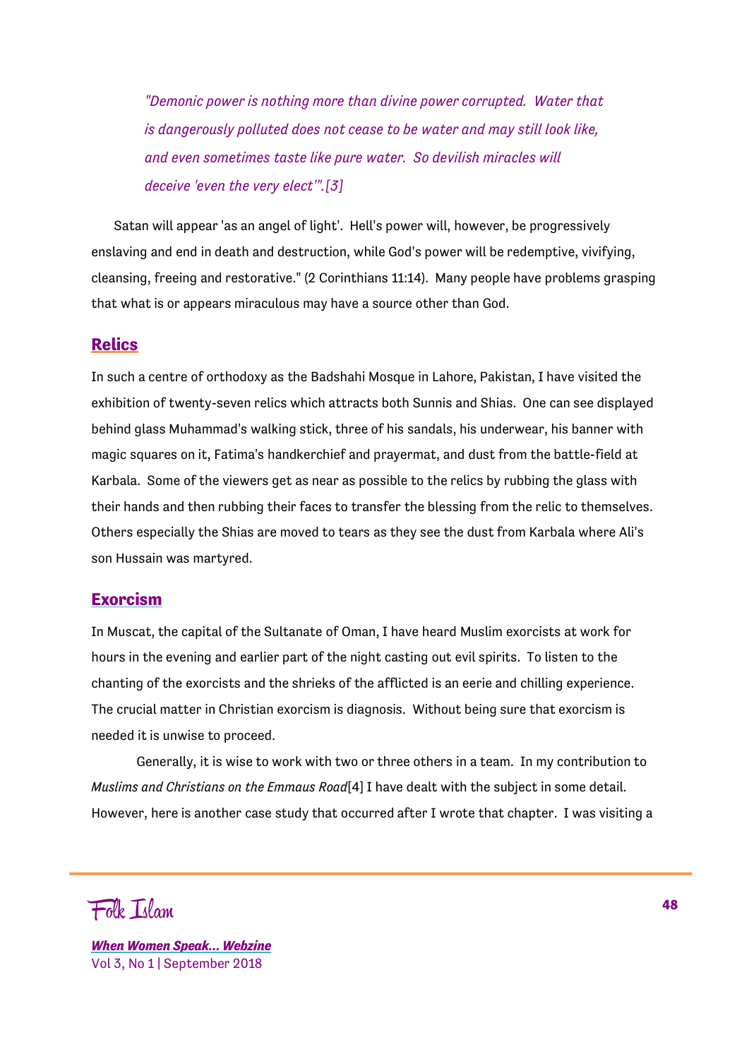> *"Demonic power is nothing more than divine power corrupted. Water that is dangerously polluted does not cease to be water and may still look like, and even sometimes taste like pure water. So devilish miracles will deceive 'even the very elect'".[3]*

Satan will appear 'as an angel of light'. Hell's power will, however, be progressively enslaving and end in death and destruction, while God's power will be redemptive, vivifying, cleansing, freeing and restorative." (2 Corinthians 11:14). Many people have problems grasping that what is or appears miraculous may have a source other than God.

## Relics

In such a centre of orthodoxy as the Badshahi Mosque in Lahore, Pakistan, I have visited the exhibition of twenty-seven relics which attracts both Sunnis and Shias. One can see displayed behind glass Muhammad's walking stick, three of his sandals, his underwear, his banner with magic squares on it, Fatima's handkerchief and prayermat, and dust from the battle-field at Karbala. Some of the viewers get as near as possible to the relics by rubbing the glass with their hands and then rubbing their faces to transfer the blessing from the relic to themselves. Others especially the Shias are moved to tears as they see the dust from Karbala where Ali's son Hussain was martyred.

## Exorcism

In Muscat, the capital of the Sultanate of Oman, I have heard Muslim exorcists at work for hours in the evening and earlier part of the night casting out evil spirits. To listen to the chanting of the exorcists and the shrieks of the afflicted is an eerie and chilling experience. The crucial matter in Christian exorcism is diagnosis. Without being sure that exorcism is needed it is unwise to proceed.

Generally, it is wise to work with two or three others in a team. In my contribution to *Muslims and Christians on the Emmaus Road*[4] I have dealt with the subject in some detail. However, here is another case study that occurred after I wrote that chapter. I was visiting a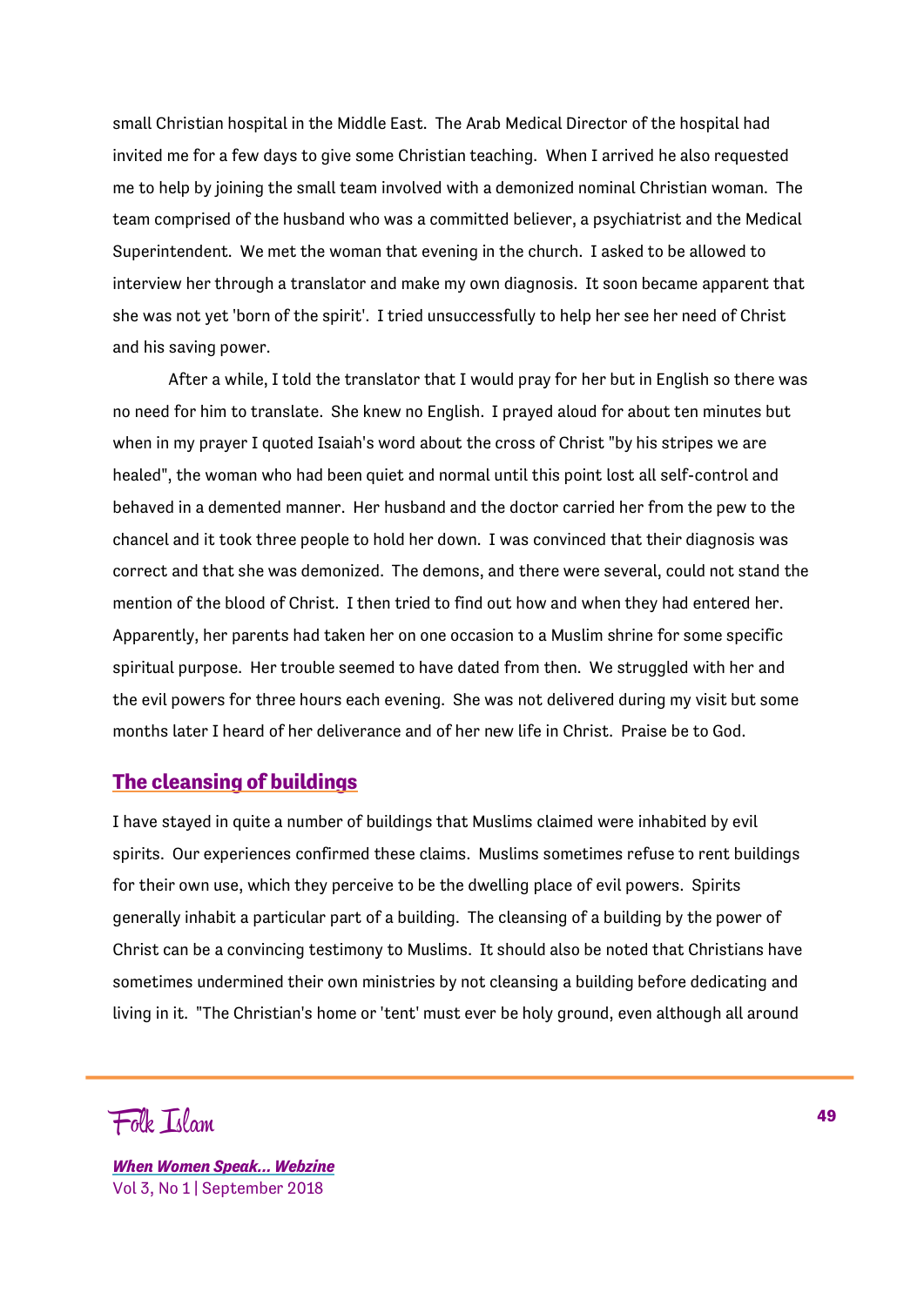small Christian hospital in the Middle East. The Arab Medical Director of the hospital had invited me for a few days to give some Christian teaching. When I arrived he also requested me to help by joining the small team involved with a demonized nominal Christian woman. The team comprised of the husband who was a committed believer, a psychiatrist and the Medical Superintendent. We met the woman that evening in the church. I asked to be allowed to interview her through a translator and make my own diagnosis. It soon became apparent that she was not yet 'born of the spirit'. I tried unsuccessfully to help her see her need of Christ and his saving power.

After a while, I told the translator that I would pray for her but in English so there was no need for him to translate. She knew no English. I prayed aloud for about ten minutes but when in my prayer I quoted Isaiah's word about the cross of Christ "by his stripes we are healed", the woman who had been quiet and normal until this point lost all self-control and behaved in a demented manner. Her husband and the doctor carried her from the pew to the chancel and it took three people to hold her down. I was convinced that their diagnosis was correct and that she was demonized. The demons, and there were several, could not stand the mention of the blood of Christ. I then tried to find out how and when they had entered her. Apparently, her parents had taken her on one occasion to a Muslim shrine for some specific spiritual purpose. Her trouble seemed to have dated from then. We struggled with her and the evil powers for three hours each evening. She was not delivered during my visit but some months later I heard of her deliverance and of her new life in Christ. Praise be to God.

## The cleansing of buildings

I have stayed in quite a number of buildings that Muslims claimed were inhabited by evil spirits. Our experiences confirmed these claims. Muslims sometimes refuse to rent buildings for their own use, which they perceive to be the dwelling place of evil powers. Spirits generally inhabit a particular part of a building. The cleansing of a building by the power of Christ can be a convincing testimony to Muslims. It should also be noted that Christians have sometimes undermined their own ministries by not cleansing a building before dedicating and living in it. "The Christian's home or 'tent' must ever be holy ground, even although all around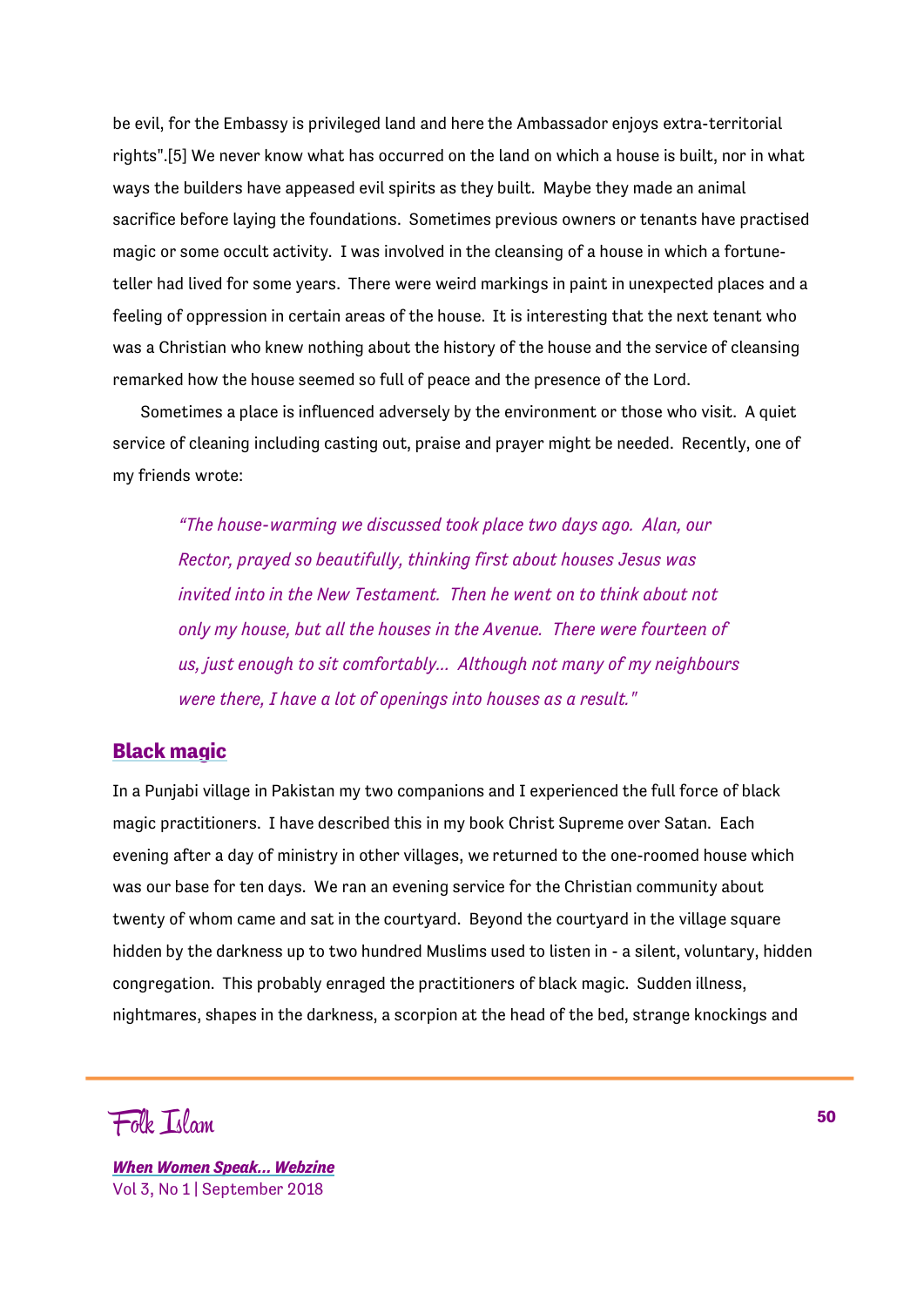be evil, for the Embassy is privileged land and here the Ambassador enjoys extra-territorial rights".[5] We never know what has occurred on the land on which a house is built, nor in what ways the builders have appeased evil spirits as they built. Maybe they made an animal sacrifice before laying the foundations. Sometimes previous owners or tenants have practised magic or some occult activity. I was involved in the cleansing of a house in which a fortune-teller had lived for some years. There were weird markings in paint in unexpected places and a feeling of oppression in certain areas of the house. It is interesting that the next tenant who was a Christian who knew nothing about the history of the house and the service of cleansing remarked how the house seemed so full of peace and the presence of the Lord.

Sometimes a place is influenced adversely by the environment or those who visit. A quiet service of cleaning including casting out, praise and prayer might be needed. Recently, one of my friends wrote:

> *"The house-warming we discussed took place two days ago. Alan, our Rector, prayed so beautifully, thinking first about houses Jesus was invited into in the New Testament. Then he went on to think about not only my house, but all the houses in the Avenue. There were fourteen of us, just enough to sit comfortably... Although not many of my neighbours were there, I have a lot of openings into houses as a result."*

## Black magic

In a Punjabi village in Pakistan my two companions and I experienced the full force of black magic practitioners. I have described this in my book Christ Supreme over Satan. Each evening after a day of ministry in other villages, we returned to the one-roomed house which was our base for ten days. We ran an evening service for the Christian community about twenty of whom came and sat in the courtyard. Beyond the courtyard in the village square hidden by the darkness up to two hundred Muslims used to listen in - a silent, voluntary, hidden congregation. This probably enraged the practitioners of black magic. Sudden illness, nightmares, shapes in the darkness, a scorpion at the head of the bed, strange knockings and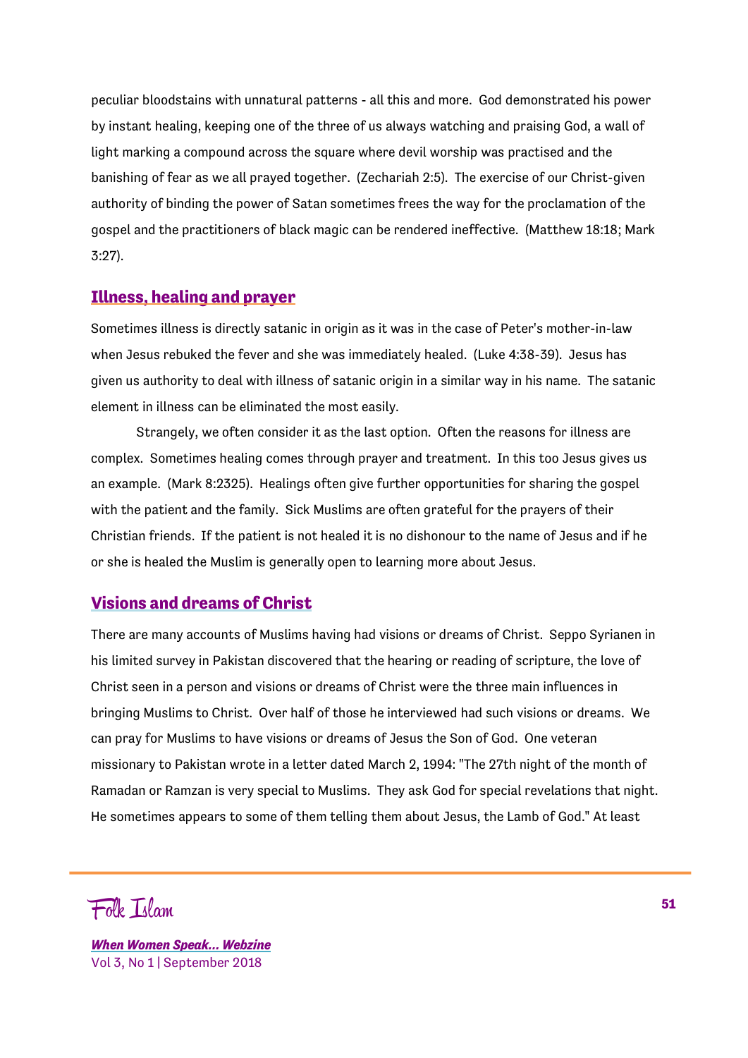peculiar bloodstains with unnatural patterns - all this and more. God demonstrated his power by instant healing, keeping one of the three of us always watching and praising God, a wall of light marking a compound across the square where devil worship was practised and the banishing of fear as we all prayed together. (Zechariah 2:5). The exercise of our Christ-given authority of binding the power of Satan sometimes frees the way for the proclamation of the gospel and the practitioners of black magic can be rendered ineffective. (Matthew 18:18; Mark 3:27).

## Illness, healing and prayer

Sometimes illness is directly satanic in origin as it was in the case of Peter's mother-in-law when Jesus rebuked the fever and she was immediately healed. (Luke 4:38-39). Jesus has given us authority to deal with illness of satanic origin in a similar way in his name. The satanic element in illness can be eliminated the most easily.

Strangely, we often consider it as the last option. Often the reasons for illness are complex. Sometimes healing comes through prayer and treatment. In this too Jesus gives us an example. (Mark 8:2325). Healings often give further opportunities for sharing the gospel with the patient and the family. Sick Muslims are often grateful for the prayers of their Christian friends. If the patient is not healed it is no dishonour to the name of Jesus and if he or she is healed the Muslim is generally open to learning more about Jesus.

## Visions and dreams of Christ

There are many accounts of Muslims having had visions or dreams of Christ. Seppo Syrianen in his limited survey in Pakistan discovered that the hearing or reading of scripture, the love of Christ seen in a person and visions or dreams of Christ were the three main influences in bringing Muslims to Christ. Over half of those he interviewed had such visions or dreams. We can pray for Muslims to have visions or dreams of Jesus the Son of God. One veteran missionary to Pakistan wrote in a letter dated March 2, 1994: "The 27th night of the month of Ramadan or Ramzan is very special to Muslims. They ask God for special revelations that night. He sometimes appears to some of them telling them about Jesus, the Lamb of God." At least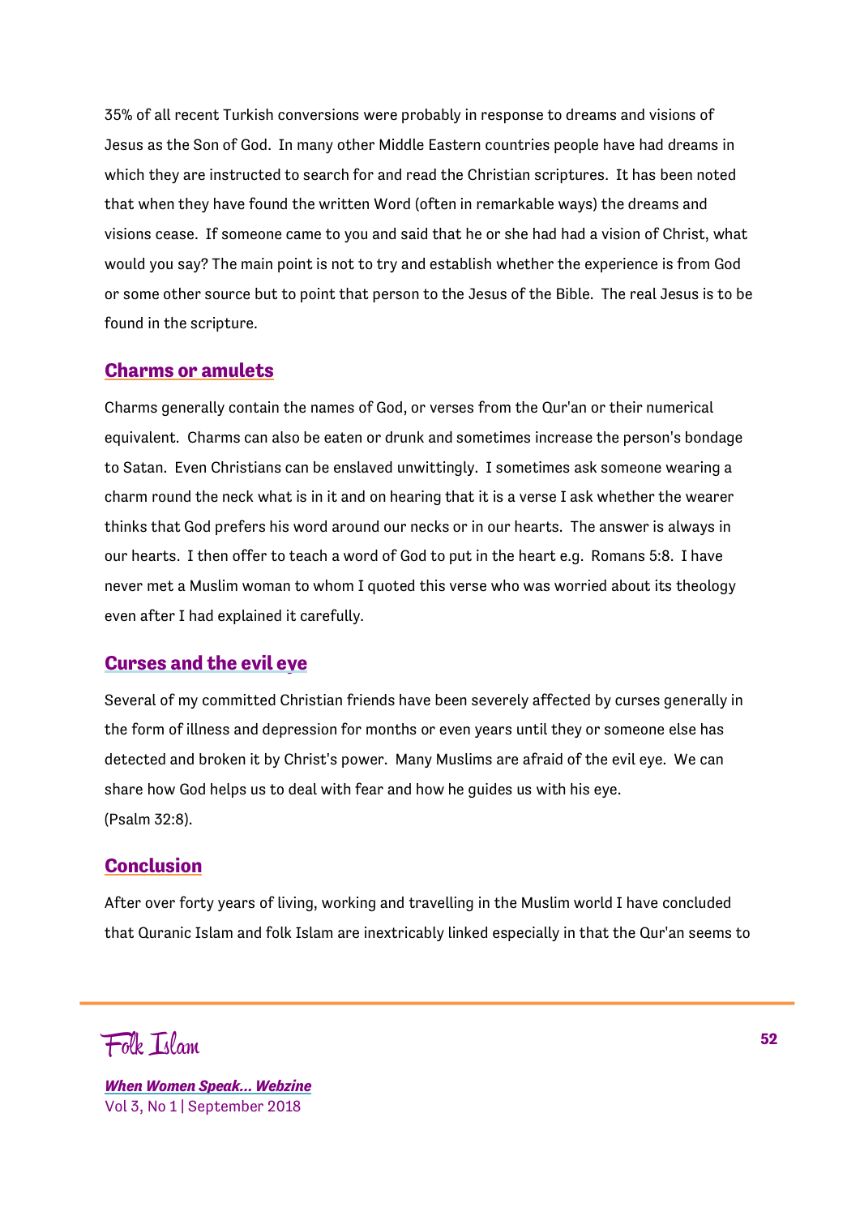35% of all recent Turkish conversions were probably in response to dreams and visions of Jesus as the Son of God. In many other Middle Eastern countries people have had dreams in which they are instructed to search for and read the Christian scriptures. It has been noted that when they have found the written Word (often in remarkable ways) the dreams and visions cease. If someone came to you and said that he or she had had a vision of Christ, what would you say? The main point is not to try and establish whether the experience is from God or some other source but to point that person to the Jesus of the Bible. The real Jesus is to be found in the scripture.

## Charms or amulets

Charms generally contain the names of God, or verses from the Qur'an or their numerical equivalent. Charms can also be eaten or drunk and sometimes increase the person's bondage to Satan. Even Christians can be enslaved unwittingly. I sometimes ask someone wearing a charm round the neck what is in it and on hearing that it is a verse I ask whether the wearer thinks that God prefers his word around our necks or in our hearts. The answer is always in our hearts. I then offer to teach a word of God to put in the heart e.g. Romans 5:8. I have never met a Muslim woman to whom I quoted this verse who was worried about its theology even after I had explained it carefully.

## Curses and the evil eye

Several of my committed Christian friends have been severely affected by curses generally in the form of illness and depression for months or even years until they or someone else has detected and broken it by Christ's power. Many Muslims are afraid of the evil eye. We can share how God helps us to deal with fear and how he guides us with his eye.
(Psalm 32:8).

## Conclusion

After over forty years of living, working and travelling in the Muslim world I have concluded that Quranic Islam and folk Islam are inextricably linked especially in that the Qur'an seems to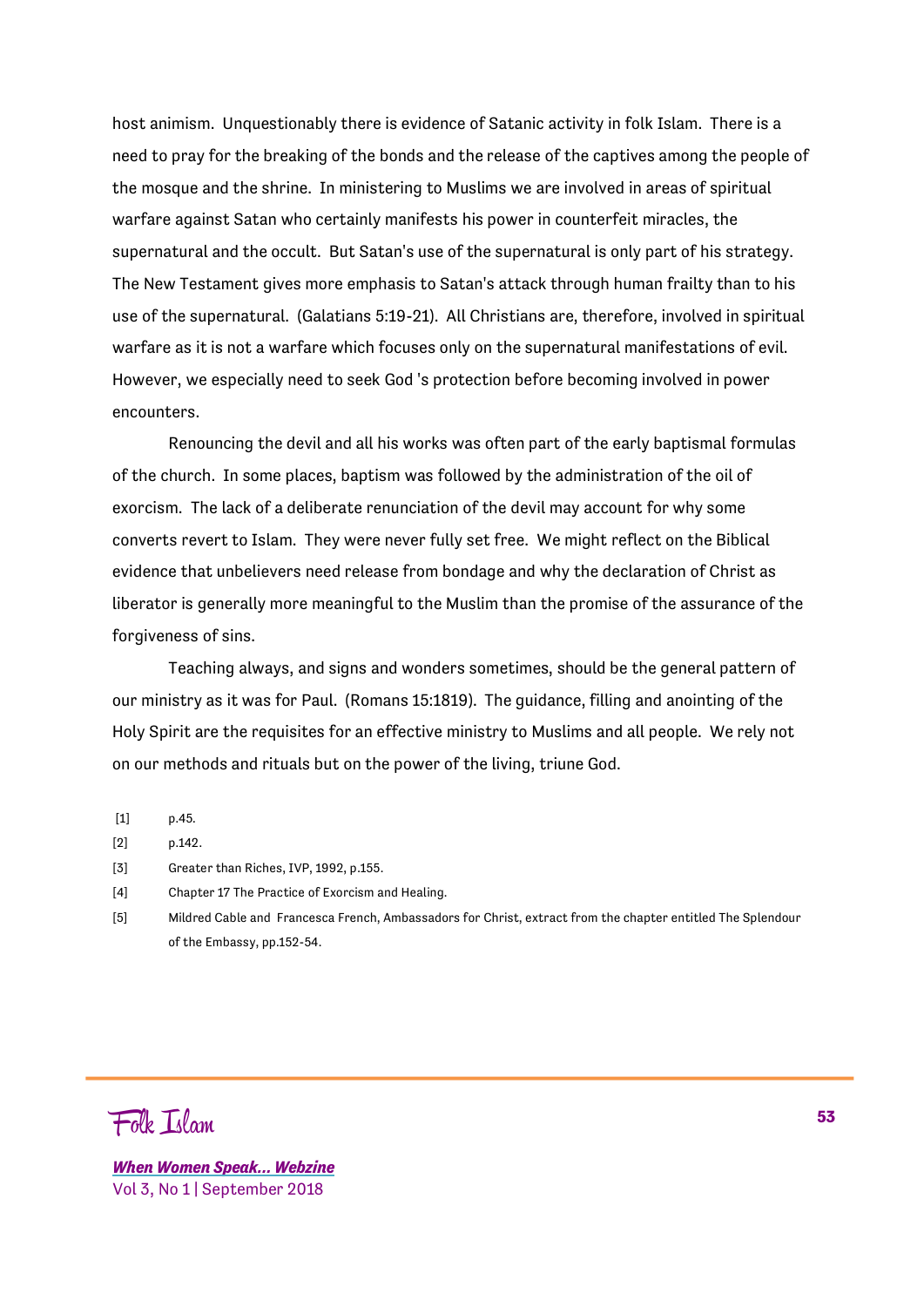host animism. Unquestionably there is evidence of Satanic activity in folk Islam. There is a need to pray for the breaking of the bonds and the release of the captives among the people of the mosque and the shrine. In ministering to Muslims we are involved in areas of spiritual warfare against Satan who certainly manifests his power in counterfeit miracles, the supernatural and the occult. But Satan's use of the supernatural is only part of his strategy. The New Testament gives more emphasis to Satan's attack through human frailty than to his use of the supernatural. (Galatians 5:19-21). All Christians are, therefore, involved in spiritual warfare as it is not a warfare which focuses only on the supernatural manifestations of evil. However, we especially need to seek God 's protection before becoming involved in power encounters.

Renouncing the devil and all his works was often part of the early baptismal formulas of the church. In some places, baptism was followed by the administration of the oil of exorcism. The lack of a deliberate renunciation of the devil may account for why some converts revert to Islam. They were never fully set free. We might reflect on the Biblical evidence that unbelievers need release from bondage and why the declaration of Christ as liberator is generally more meaningful to the Muslim than the promise of the assurance of the forgiveness of sins.

Teaching always, and signs and wonders sometimes, should be the general pattern of our ministry as it was for Paul. (Romans 15:1819). The guidance, filling and anointing of the Holy Spirit are the requisites for an effective ministry to Muslims and all people. We rely not on our methods and rituals but on the power of the living, triune God.

[1] p.45.

[2] p.142.

[3] Greater than Riches, IVP, 1992, p.155.

[4] Chapter 17 The Practice of Exorcism and Healing.

[5] Mildred Cable and Francesca French, Ambassadors for Christ, extract from the chapter entitled The Splendour of the Embassy, pp.152-54.